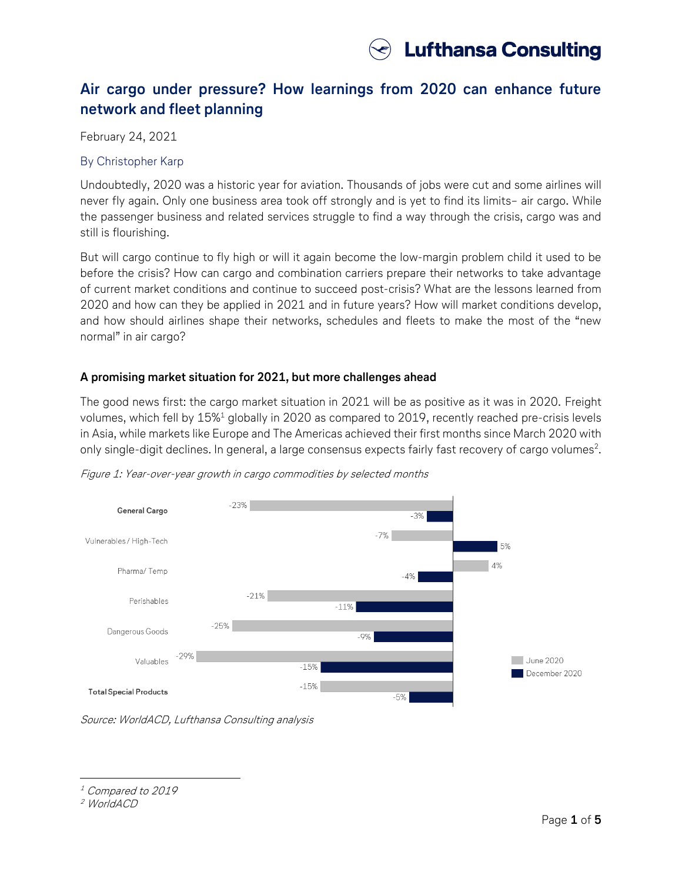# Air cargo under pressure? How learnings from 2020 can enhance future network and fleet planning

February 24, 2021

By Christopher Karp

Undoubtedly, 2020 was a historic year for aviation. Thousands of jobs were cut and some airlines will never fly again. Only one business area took off strongly and is yet to find its limits– air cargo. While the passenger business and related services struggle to find a way through the crisis, cargo was and still is flourishing.

But will cargo continue to fly high or will it again become the low-margin problem child it used to be before the crisis? How can cargo and combination carriers prepare their networks to take advantage of current market conditions and continue to succeed post-crisis? What are the lessons learned from 2020 and how can they be applied in 2021 and in future years? How will market conditions develop, and how should airlines shape their networks, schedules and fleets to make the most of the "new normal" in air cargo?

## A promising market situation for 2021, but more challenges ahead

The good news first: the cargo market situation in 2021 will be as positive as it was in 2020. Freight volumes, which fell by 15%[1] globally in 2020 as compared to 2019, recently reached pre-crisis levels in Asia, while markets like Europe and The Americas achieved their first months since March 2020 with only single-digit declines. In general, a large consensus expects fairly fast recovery of cargo volumes[2].

*Figure 1: Year-over-year growth in cargo commodities by selected months*

| | June 2020 | December 2020 |
|---|---|---|
| **General Cargo** | -23% | -3% |
| Vulnerables / High-Tech | -7% | 5% |
| Pharma/ Temp | 4% | -4% |
| Perishables | -21% | -11% |
| Dangerous Goods | -25% | -9% |
| Valuables | -29% | -15% |
| **Total Special Products** | -15% | -5% |

*Source: WorldACD, Lufthansa Consulting analysis*

---

[1] *Compared to 2019*
[2] *WorldACD*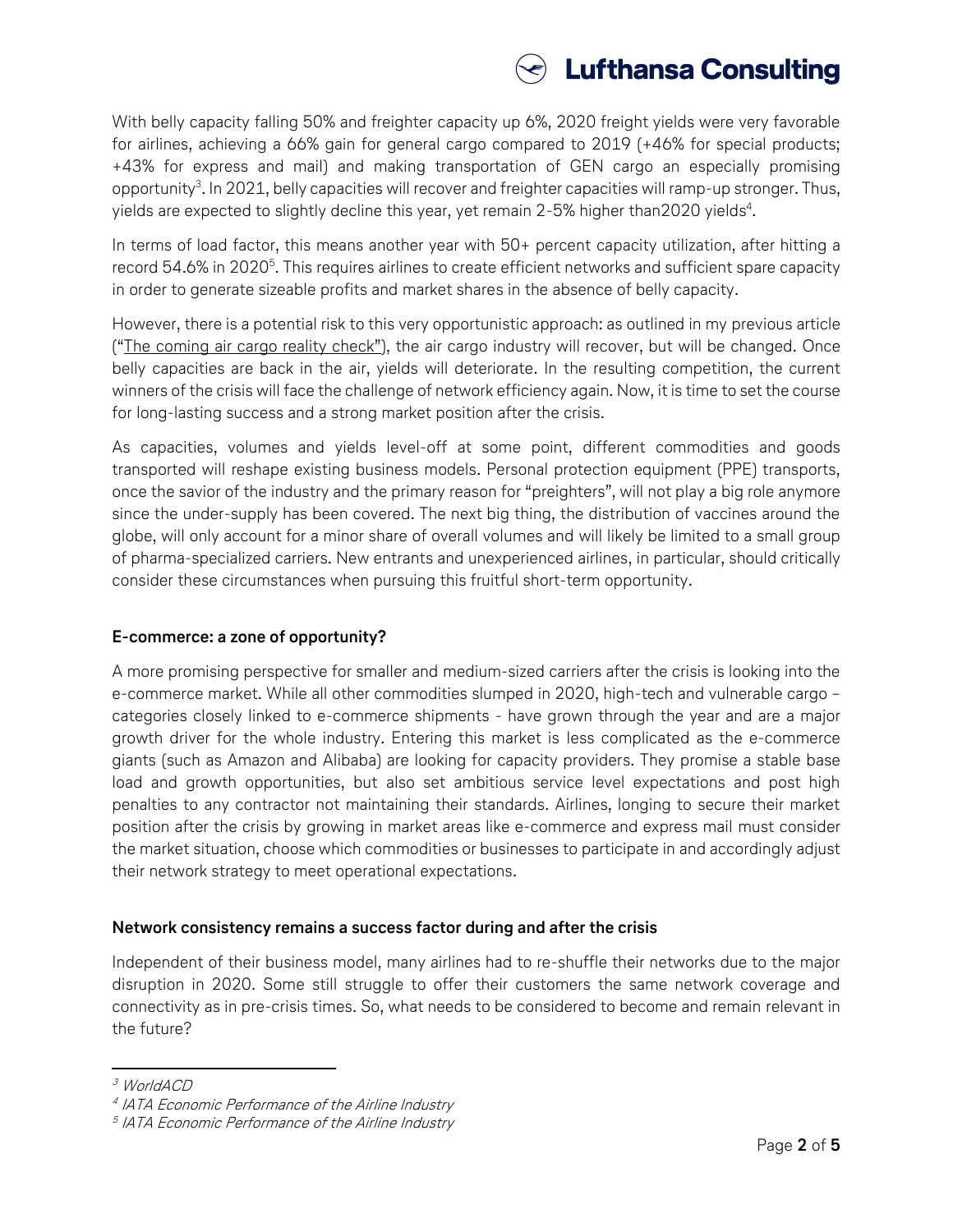With belly capacity falling 50% and freighter capacity up 6%, 2020 freight yields were very favorable for airlines, achieving a 66% gain for general cargo compared to 2019 (+46% for special products; +43% for express and mail) and making transportation of GEN cargo an especially promising opportunity[3]. In 2021, belly capacities will recover and freighter capacities will ramp-up stronger. Thus, yields are expected to slightly decline this year, yet remain 2-5% higher than2020 yields[4].

In terms of load factor, this means another year with 50+ percent capacity utilization, after hitting a record 54.6% in 2020[5]. This requires airlines to create efficient networks and sufficient spare capacity in order to generate sizeable profits and market shares in the absence of belly capacity.

However, there is a potential risk to this very opportunistic approach: as outlined in my previous article ("The coming air cargo reality check"), the air cargo industry will recover, but will be changed. Once belly capacities are back in the air, yields will deteriorate. In the resulting competition, the current winners of the crisis will face the challenge of network efficiency again. Now, it is time to set the course for long-lasting success and a strong market position after the crisis.

As capacities, volumes and yields level-off at some point, different commodities and goods transported will reshape existing business models. Personal protection equipment (PPE) transports, once the savior of the industry and the primary reason for "preighters", will not play a big role anymore since the under-supply has been covered. The next big thing, the distribution of vaccines around the globe, will only account for a minor share of overall volumes and will likely be limited to a small group of pharma-specialized carriers. New entrants and unexperienced airlines, in particular, should critically consider these circumstances when pursuing this fruitful short-term opportunity.

**E-commerce: a zone of opportunity?**

A more promising perspective for smaller and medium-sized carriers after the crisis is looking into the e-commerce market. While all other commodities slumped in 2020, high-tech and vulnerable cargo – categories closely linked to e-commerce shipments - have grown through the year and are a major growth driver for the whole industry. Entering this market is less complicated as the e-commerce giants (such as Amazon and Alibaba) are looking for capacity providers. They promise a stable base load and growth opportunities, but also set ambitious service level expectations and post high penalties to any contractor not maintaining their standards. Airlines, longing to secure their market position after the crisis by growing in market areas like e-commerce and express mail must consider the market situation, choose which commodities or businesses to participate in and accordingly adjust their network strategy to meet operational expectations.

**Network consistency remains a success factor during and after the crisis**

Independent of their business model, many airlines had to re-shuffle their networks due to the major disruption in 2020. Some still struggle to offer their customers the same network coverage and connectivity as in pre-crisis times. So, what needs to be considered to become and remain relevant in the future?

---

[3] *WorldACD*

[4] *IATA Economic Performance of the Airline Industry*

[5] *IATA Economic Performance of the Airline Industry*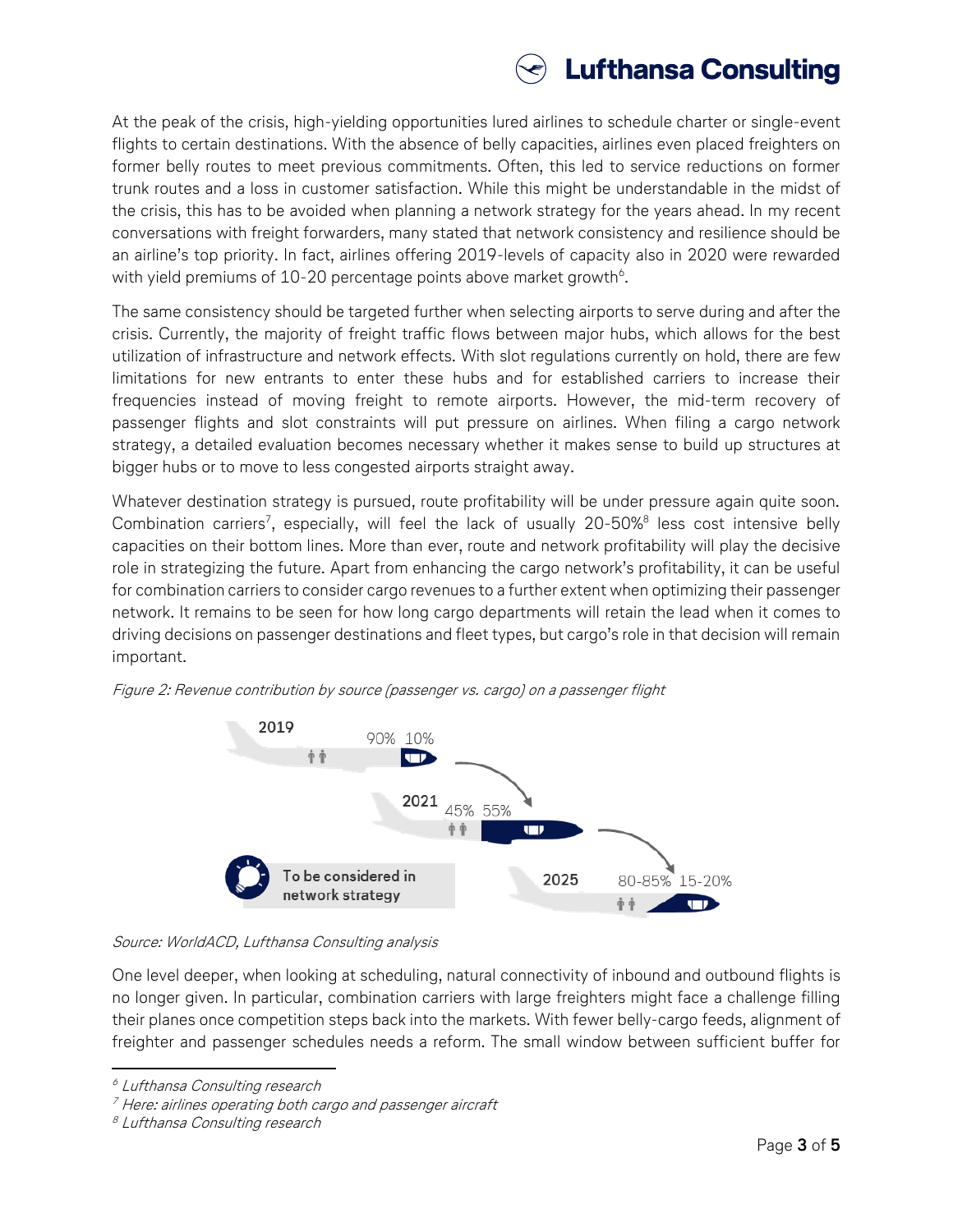At the peak of the crisis, high-yielding opportunities lured airlines to schedule charter or single-event flights to certain destinations. With the absence of belly capacities, airlines even placed freighters on former belly routes to meet previous commitments. Often, this led to service reductions on former trunk routes and a loss in customer satisfaction. While this might be understandable in the midst of the crisis, this has to be avoided when planning a network strategy for the years ahead. In my recent conversations with freight forwarders, many stated that network consistency and resilience should be an airline's top priority. In fact, airlines offering 2019-levels of capacity also in 2020 were rewarded with yield premiums of 10-20 percentage points above market growth[6].

The same consistency should be targeted further when selecting airports to serve during and after the crisis. Currently, the majority of freight traffic flows between major hubs, which allows for the best utilization of infrastructure and network effects. With slot regulations currently on hold, there are few limitations for new entrants to enter these hubs and for established carriers to increase their frequencies instead of moving freight to remote airports. However, the mid-term recovery of passenger flights and slot constraints will put pressure on airlines. When filing a cargo network strategy, a detailed evaluation becomes necessary whether it makes sense to build up structures at bigger hubs or to move to less congested airports straight away.

Whatever destination strategy is pursued, route profitability will be under pressure again quite soon. Combination carriers[7], especially, will feel the lack of usually 20-50%[8] less cost intensive belly capacities on their bottom lines. More than ever, route and network profitability will play the decisive role in strategizing the future. Apart from enhancing the cargo network's profitability, it can be useful for combination carriers to consider cargo revenues to a further extent when optimizing their passenger network. It remains to be seen for how long cargo departments will retain the lead when it comes to driving decisions on passenger destinations and fleet types, but cargo's role in that decision will remain important.

*Figure 2: Revenue contribution by source (passenger vs. cargo) on a passenger flight*

| Year | Passenger | Cargo |
|---|---|---|
| 2019 | 90% | 10% |
| 2021 | 45% | 55% |
| 2025 | 80-85% | 15-20% |

To be considered in network strategy

*Source: WorldACD, Lufthansa Consulting analysis*

One level deeper, when looking at scheduling, natural connectivity of inbound and outbound flights is no longer given. In particular, combination carriers with large freighters might face a challenge filling their planes once competition steps back into the markets. With fewer belly-cargo feeds, alignment of freighter and passenger schedules needs a reform. The small window between sufficient buffer for

[6] *Lufthansa Consulting research*

[7] *Here: airlines operating both cargo and passenger aircraft*

[8] *Lufthansa Consulting research*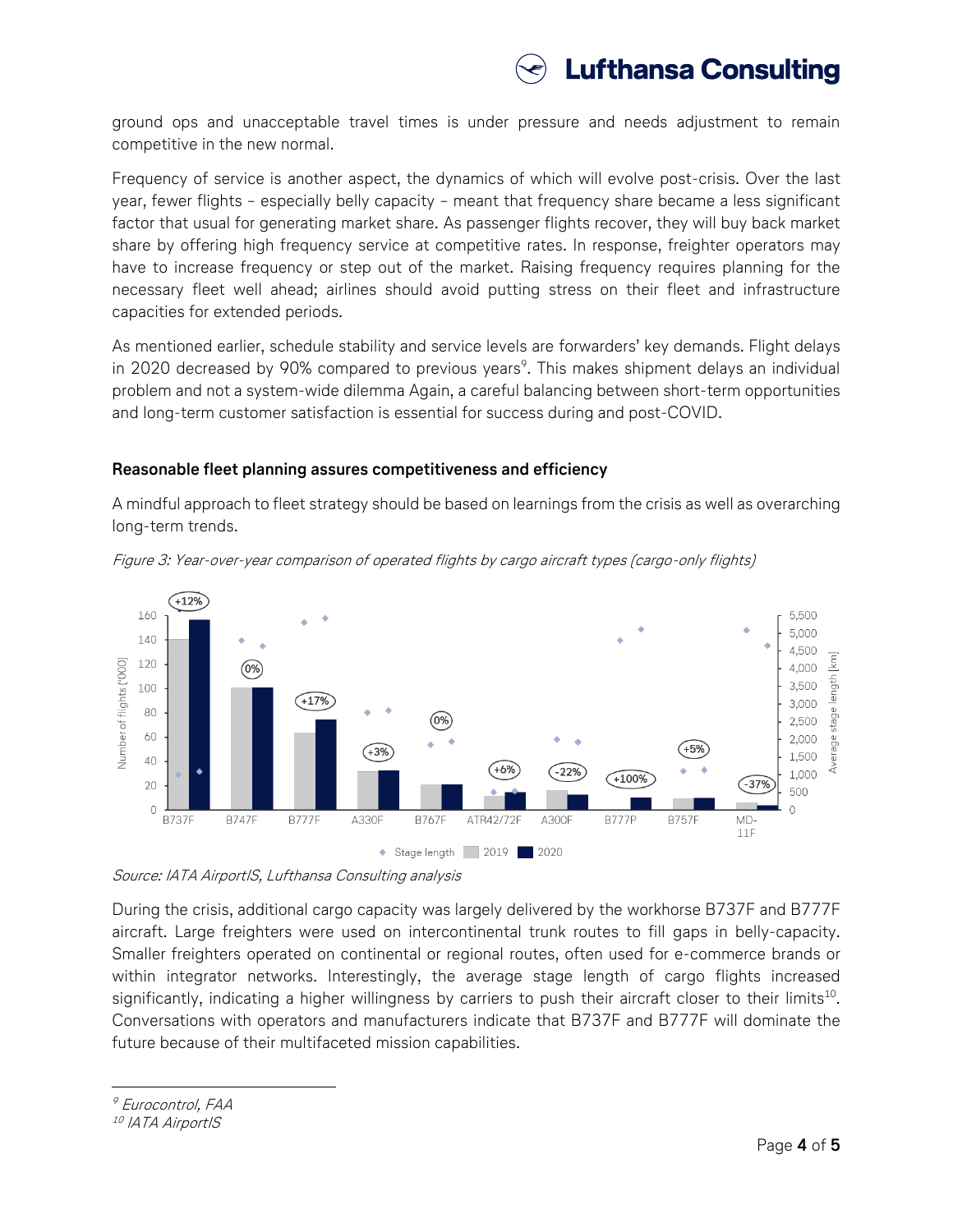ground ops and unacceptable travel times is under pressure and needs adjustment to remain competitive in the new normal.

Frequency of service is another aspect, the dynamics of which will evolve post-crisis. Over the last year, fewer flights – especially belly capacity – meant that frequency share became a less significant factor that usual for generating market share. As passenger flights recover, they will buy back market share by offering high frequency service at competitive rates. In response, freighter operators may have to increase frequency or step out of the market. Raising frequency requires planning for the necessary fleet well ahead; airlines should avoid putting stress on their fleet and infrastructure capacities for extended periods.

As mentioned earlier, schedule stability and service levels are forwarders' key demands. Flight delays in 2020 decreased by 90% compared to previous years[9]. This makes shipment delays an individual problem and not a system-wide dilemma Again, a careful balancing between short-term opportunities and long-term customer satisfaction is essential for success during and post-COVID.

### Reasonable fleet planning assures competitiveness and efficiency

A mindful approach to fleet strategy should be based on learnings from the crisis as well as overarching long-term trends.

*Figure 3: Year-over-year comparison of operated flights by cargo aircraft types (cargo-only flights)*

*Source: IATA AirportIS, Lufthansa Consulting analysis*

During the crisis, additional cargo capacity was largely delivered by the workhorse B737F and B777F aircraft. Large freighters were used on intercontinental trunk routes to fill gaps in belly-capacity. Smaller freighters operated on continental or regional routes, often used for e-commerce brands or within integrator networks. Interestingly, the average stage length of cargo flights increased significantly, indicating a higher willingness by carriers to push their aircraft closer to their limits[10]. Conversations with operators and manufacturers indicate that B737F and B777F will dominate the future because of their multifaceted mission capabilities.

---

[9] Eurocontrol, FAA

[10] IATA AirportIS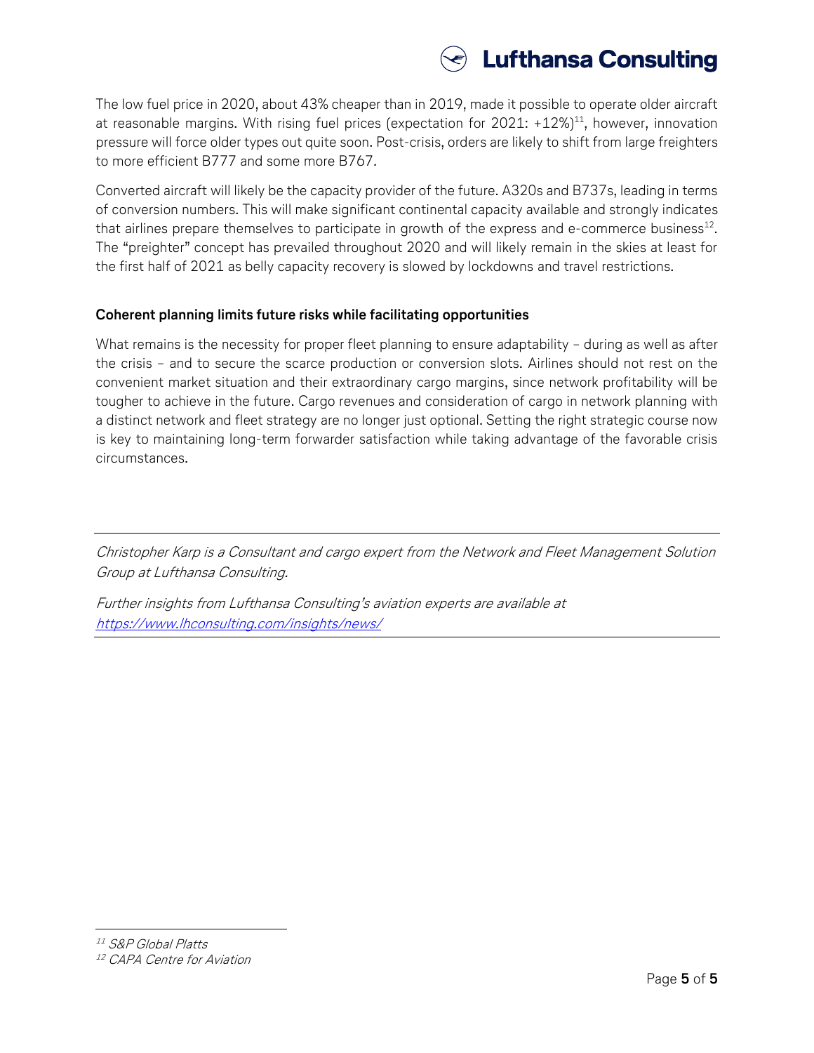The low fuel price in 2020, about 43% cheaper than in 2019, made it possible to operate older aircraft at reasonable margins. With rising fuel prices (expectation for 2021: +12%)[11], however, innovation pressure will force older types out quite soon. Post-crisis, orders are likely to shift from large freighters to more efficient B777 and some more B767.

Converted aircraft will likely be the capacity provider of the future. A320s and B737s, leading in terms of conversion numbers. This will make significant continental capacity available and strongly indicates that airlines prepare themselves to participate in growth of the express and e-commerce business[12]. The "preighter" concept has prevailed throughout 2020 and will likely remain in the skies at least for the first half of 2021 as belly capacity recovery is slowed by lockdowns and travel restrictions.

### Coherent planning limits future risks while facilitating opportunities

What remains is the necessity for proper fleet planning to ensure adaptability – during as well as after the crisis – and to secure the scarce production or conversion slots. Airlines should not rest on the convenient market situation and their extraordinary cargo margins, since network profitability will be tougher to achieve in the future. Cargo revenues and consideration of cargo in network planning with a distinct network and fleet strategy are no longer just optional. Setting the right strategic course now is key to maintaining long-term forwarder satisfaction while taking advantage of the favorable crisis circumstances.

---

*Christopher Karp is a Consultant and cargo expert from the Network and Fleet Management Solution Group at Lufthansa Consulting.*

*Further insights from Lufthansa Consulting's aviation experts are available at [https://www.lhconsulting.com/insights/news/](https://www.lhconsulting.com/insights/news/)*

---

[11] *S&P Global Platts*

[12] *CAPA Centre for Aviation*